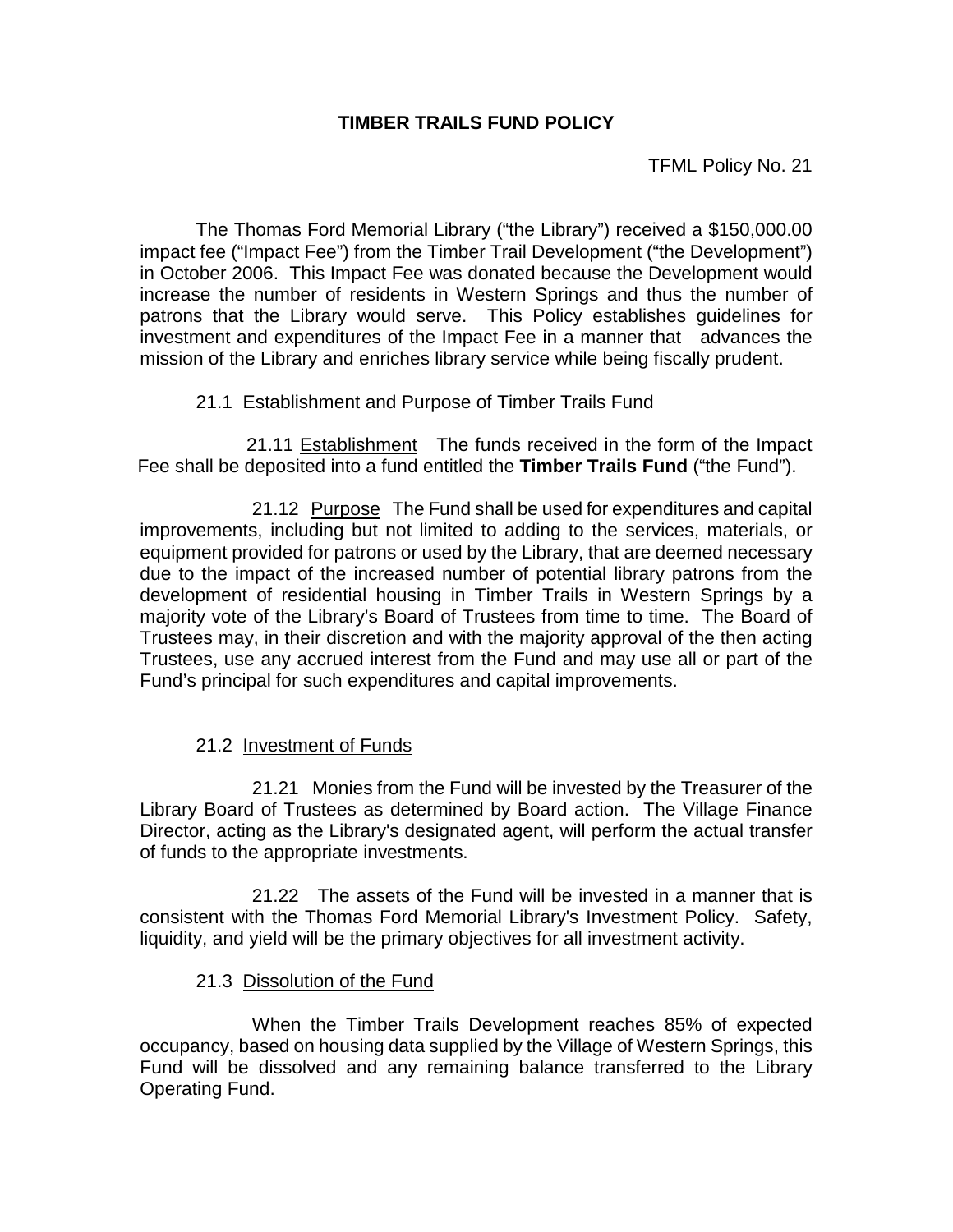# TIMBER TRAILS FUND POLICY

TFML Policy No. 21

The Thomas Ford Memorial Library ("the Library") received a $150,000.00 impact fee ("Impact Fee") from the Timber Trail Development ("the Development") in October 2006. This Impact Fee was donated because the Development would increase the number of residents in Western Springs and thus the number of patrons that the Library would serve. This Policy establishes guidelines for investment and expenditures of the Impact Fee in a manner that advances the mission of the Library and enriches library service while being fiscally prudent.

## 21.1 Establishment and Purpose of Timber Trails Fund

21.11 Establishment The funds received in the form of the Impact Fee shall be deposited into a fund entitled the **Timber Trails Fund** ("the Fund").

21.12 Purpose The Fund shall be used for expenditures and capital improvements, including but not limited to adding to the services, materials, or equipment provided for patrons or used by the Library, that are deemed necessary due to the impact of the increased number of potential library patrons from the development of residential housing in Timber Trails in Western Springs by a majority vote of the Library's Board of Trustees from time to time. The Board of Trustees may, in their discretion and with the majority approval of the then acting Trustees, use any accrued interest from the Fund and may use all or part of the Fund's principal for such expenditures and capital improvements.

## 21.2 Investment of Funds

21.21 Monies from the Fund will be invested by the Treasurer of the Library Board of Trustees as determined by Board action. The Village Finance Director, acting as the Library's designated agent, will perform the actual transfer of funds to the appropriate investments.

21.22 The assets of the Fund will be invested in a manner that is consistent with the Thomas Ford Memorial Library's Investment Policy. Safety, liquidity, and yield will be the primary objectives for all investment activity.

## 21.3 Dissolution of the Fund

When the Timber Trails Development reaches 85% of expected occupancy, based on housing data supplied by the Village of Western Springs, this Fund will be dissolved and any remaining balance transferred to the Library Operating Fund.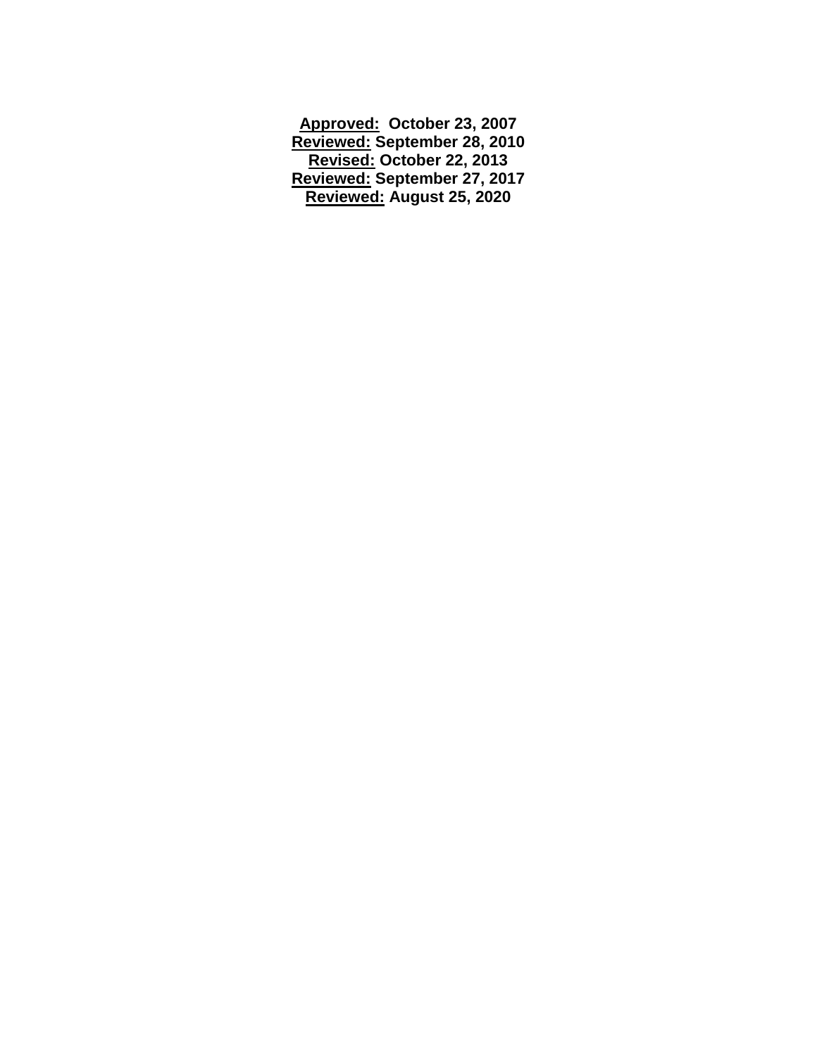**<u>Approved:</u> October 23, 2007**
**<u>Reviewed:</u> September 28, 2010**
**<u>Revised:</u> October 22, 2013**
**<u>Reviewed:</u> September 27, 2017**
**<u>Reviewed:</u> August 25, 2020**